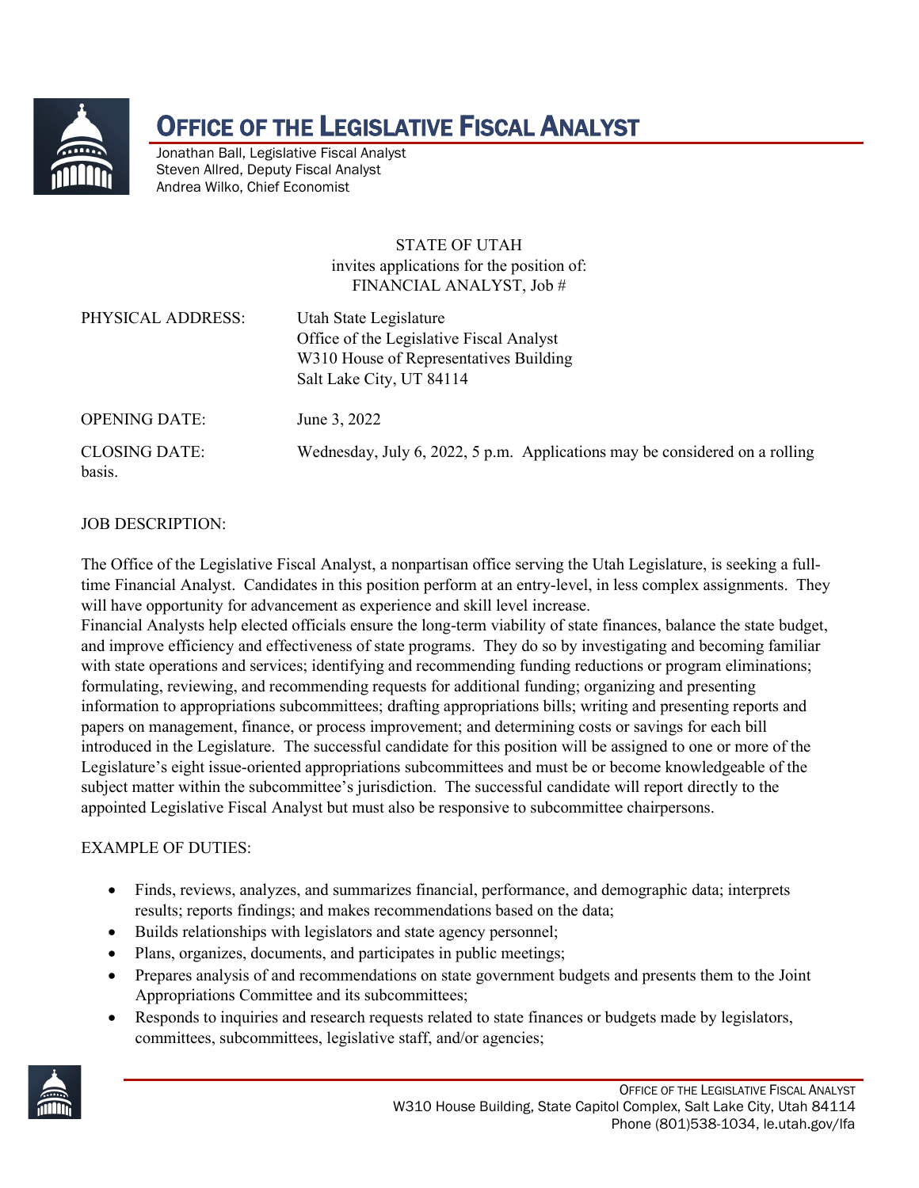# OFFICE OF THE LEGISLATIVE FISCAL ANALYST

Jonathan Ball, Legislative Fiscal Analyst
Steven Allred, Deputy Fiscal Analyst
Andrea Wilko, Chief Economist

STATE OF UTAH
invites applications for the position of:
FINANCIAL ANALYST, Job #

PHYSICAL ADDRESS: Utah State Legislature
Office of the Legislative Fiscal Analyst
W310 House of Representatives Building
Salt Lake City, UT 84114

OPENING DATE: June 3, 2022

CLOSING DATE: Wednesday, July 6, 2022, 5 p.m. Applications may be considered on a rolling basis.

JOB DESCRIPTION:

The Office of the Legislative Fiscal Analyst, a nonpartisan office serving the Utah Legislature, is seeking a full-time Financial Analyst. Candidates in this position perform at an entry-level, in less complex assignments. They will have opportunity for advancement as experience and skill level increase.

Financial Analysts help elected officials ensure the long-term viability of state finances, balance the state budget, and improve efficiency and effectiveness of state programs. They do so by investigating and becoming familiar with state operations and services; identifying and recommending funding reductions or program eliminations; formulating, reviewing, and recommending requests for additional funding; organizing and presenting information to appropriations subcommittees; drafting appropriations bills; writing and presenting reports and papers on management, finance, or process improvement; and determining costs or savings for each bill introduced in the Legislature. The successful candidate for this position will be assigned to one or more of the Legislature's eight issue-oriented appropriations subcommittees and must be or become knowledgeable of the subject matter within the subcommittee's jurisdiction. The successful candidate will report directly to the appointed Legislative Fiscal Analyst but must also be responsive to subcommittee chairpersons.

EXAMPLE OF DUTIES:

- Finds, reviews, analyzes, and summarizes financial, performance, and demographic data; interprets results; reports findings; and makes recommendations based on the data;
- Builds relationships with legislators and state agency personnel;
- Plans, organizes, documents, and participates in public meetings;
- Prepares analysis of and recommendations on state government budgets and presents them to the Joint Appropriations Committee and its subcommittees;
- Responds to inquiries and research requests related to state finances or budgets made by legislators, committees, subcommittees, legislative staff, and/or agencies;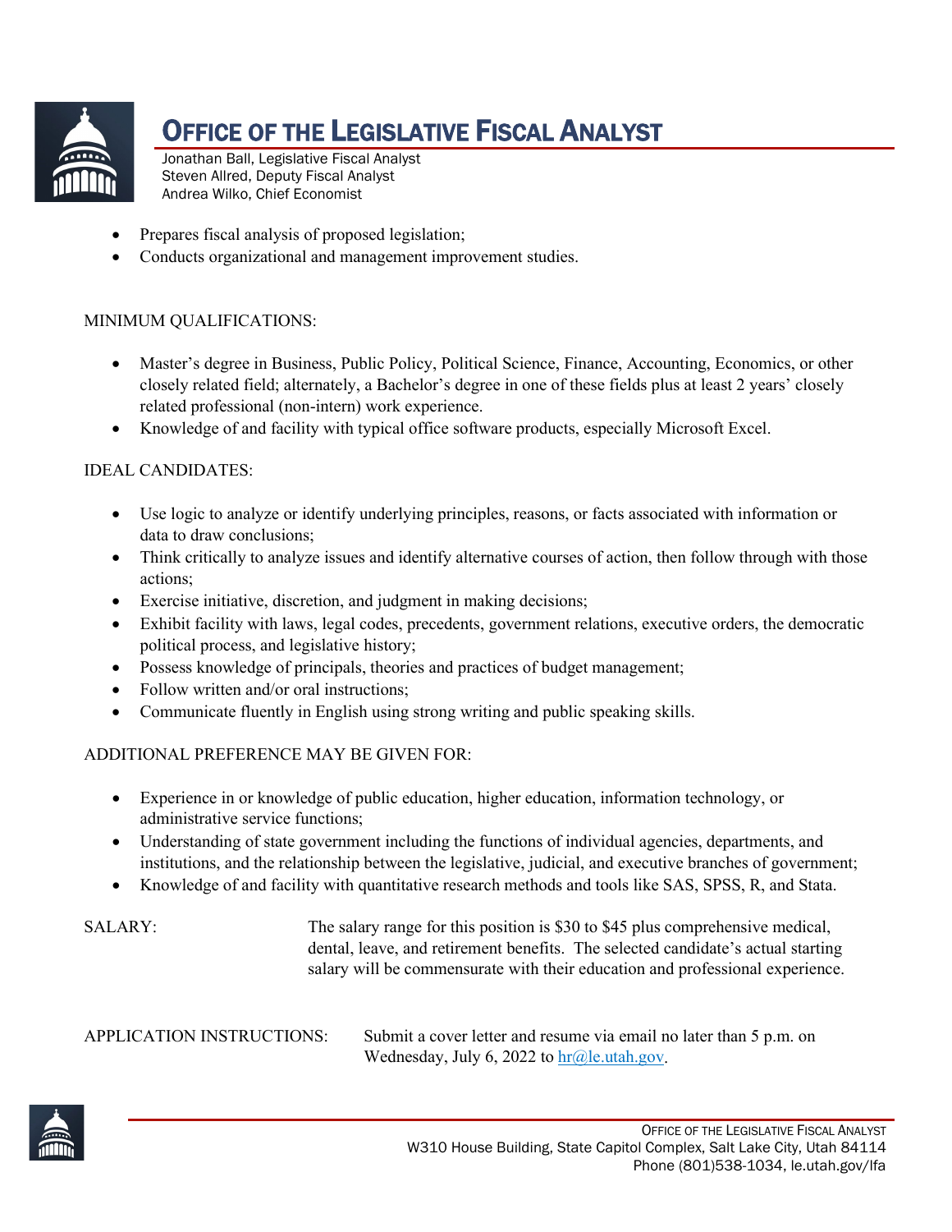- Prepares fiscal analysis of proposed legislation;
- Conducts organizational and management improvement studies.

MINIMUM QUALIFICATIONS:

- Master's degree in Business, Public Policy, Political Science, Finance, Accounting, Economics, or other closely related field; alternately, a Bachelor's degree in one of these fields plus at least 2 years' closely related professional (non-intern) work experience.
- Knowledge of and facility with typical office software products, especially Microsoft Excel.

IDEAL CANDIDATES:

- Use logic to analyze or identify underlying principles, reasons, or facts associated with information or data to draw conclusions;
- Think critically to analyze issues and identify alternative courses of action, then follow through with those actions;
- Exercise initiative, discretion, and judgment in making decisions;
- Exhibit facility with laws, legal codes, precedents, government relations, executive orders, the democratic political process, and legislative history;
- Possess knowledge of principals, theories and practices of budget management;
- Follow written and/or oral instructions;
- Communicate fluently in English using strong writing and public speaking skills.

ADDITIONAL PREFERENCE MAY BE GIVEN FOR:

- Experience in or knowledge of public education, higher education, information technology, or administrative service functions;
- Understanding of state government including the functions of individual agencies, departments, and institutions, and the relationship between the legislative, judicial, and executive branches of government;
- Knowledge of and facility with quantitative research methods and tools like SAS, SPSS, R, and Stata.

SALARY: The salary range for this position is $30 to $45 plus comprehensive medical, dental, leave, and retirement benefits. The selected candidate's actual starting salary will be commensurate with their education and professional experience.

APPLICATION INSTRUCTIONS: Submit a cover letter and resume via email no later than 5 p.m. on Wednesday, July 6, 2022 to hr@le.utah.gov.